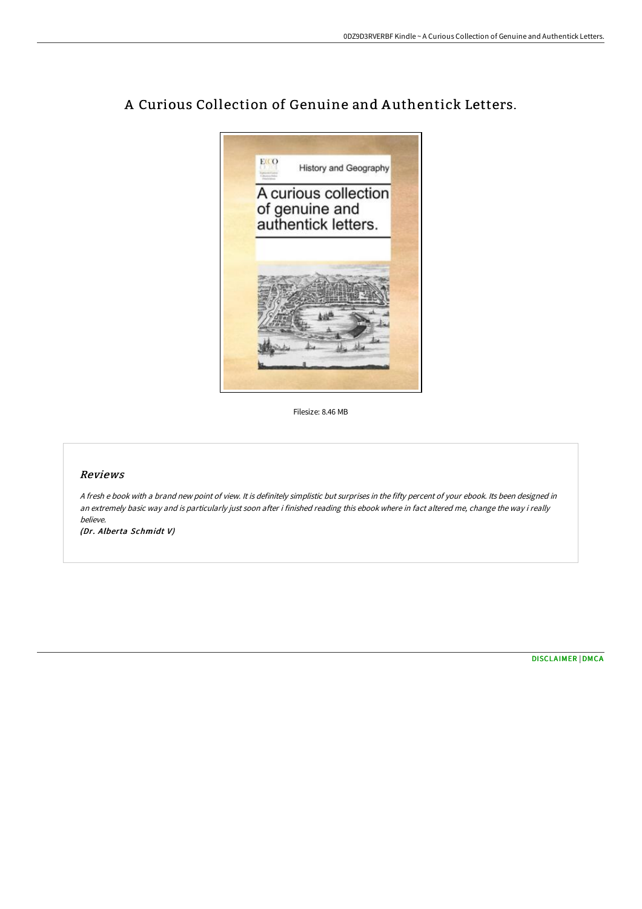# A Curious Collection of Genuine and Authentick Letters.

Filesize: 8.46 MB

## Reviews

*A fresh e book with a brand new point of view. It is definitely simplistic but surprises in the fifty percent of your ebook. Its been designed in an extremely basic way and is particularly just soon after i finished reading this ebook where in fact altered me, change the way i really believe.*

*(Dr. Alberta Schmidt V)*

DISCLAIMER | DMCA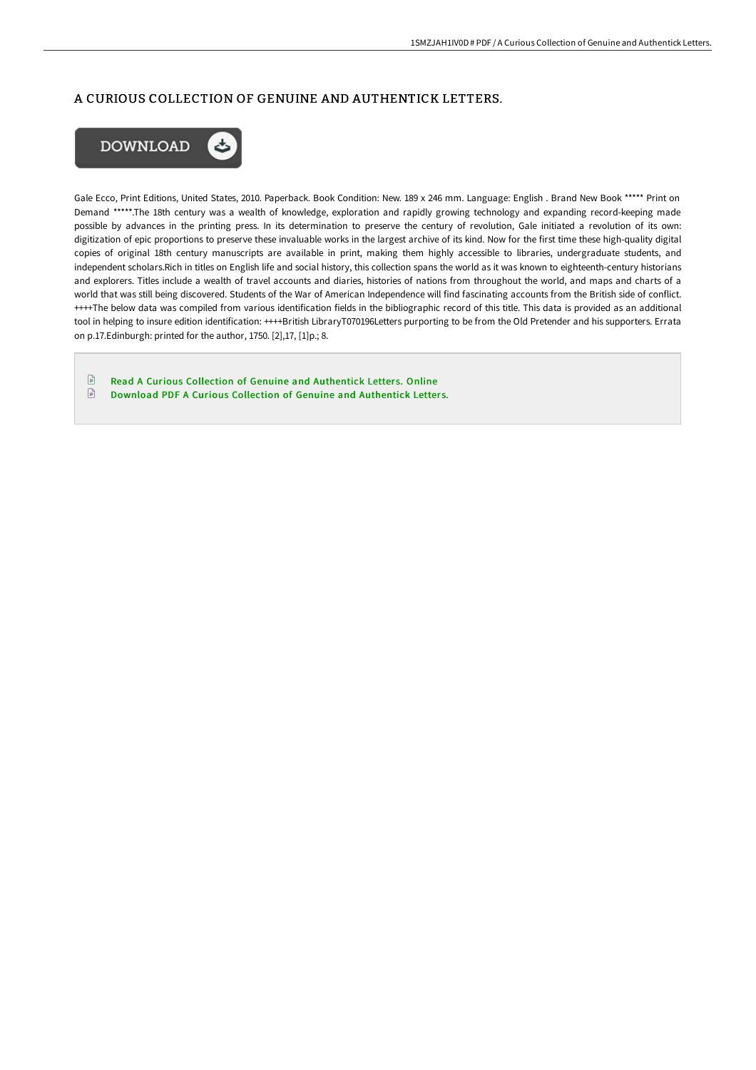# A CURIOUS COLLECTION OF GENUINE AND AUTHENTICK LETTERS.

Gale Ecco, Print Editions, United States, 2010. Paperback. Book Condition: New. 189 x 246 mm. Language: English . Brand New Book ***** Print on Demand *****.The 18th century was a wealth of knowledge, exploration and rapidly growing technology and expanding record-keeping made possible by advances in the printing press. In its determination to preserve the century of revolution, Gale initiated a revolution of its own: digitization of epic proportions to preserve these invaluable works in the largest archive of its kind. Now for the first time these high-quality digital copies of original 18th century manuscripts are available in print, making them highly accessible to libraries, undergraduate students, and independent scholars.Rich in titles on English life and social history, this collection spans the world as it was known to eighteenth-century historians and explorers. Titles include a wealth of travel accounts and diaries, histories of nations from throughout the world, and maps and charts of a world that was still being discovered. Students of the War of American Independence will find fascinating accounts from the British side of conflict. ++++The below data was compiled from various identification fields in the bibliographic record of this title. This data is provided as an additional tool in helping to insure edition identification: ++++British LibraryT070196Letters purporting to be from the Old Pretender and his supporters. Errata on p.17.Edinburgh: printed for the author, 1750. [2],17, [1]p.; 8.

- Read A Curious Collection of Genuine and Authentick Letters. Online
- Download PDF A Curious Collection of Genuine and Authentick Letters.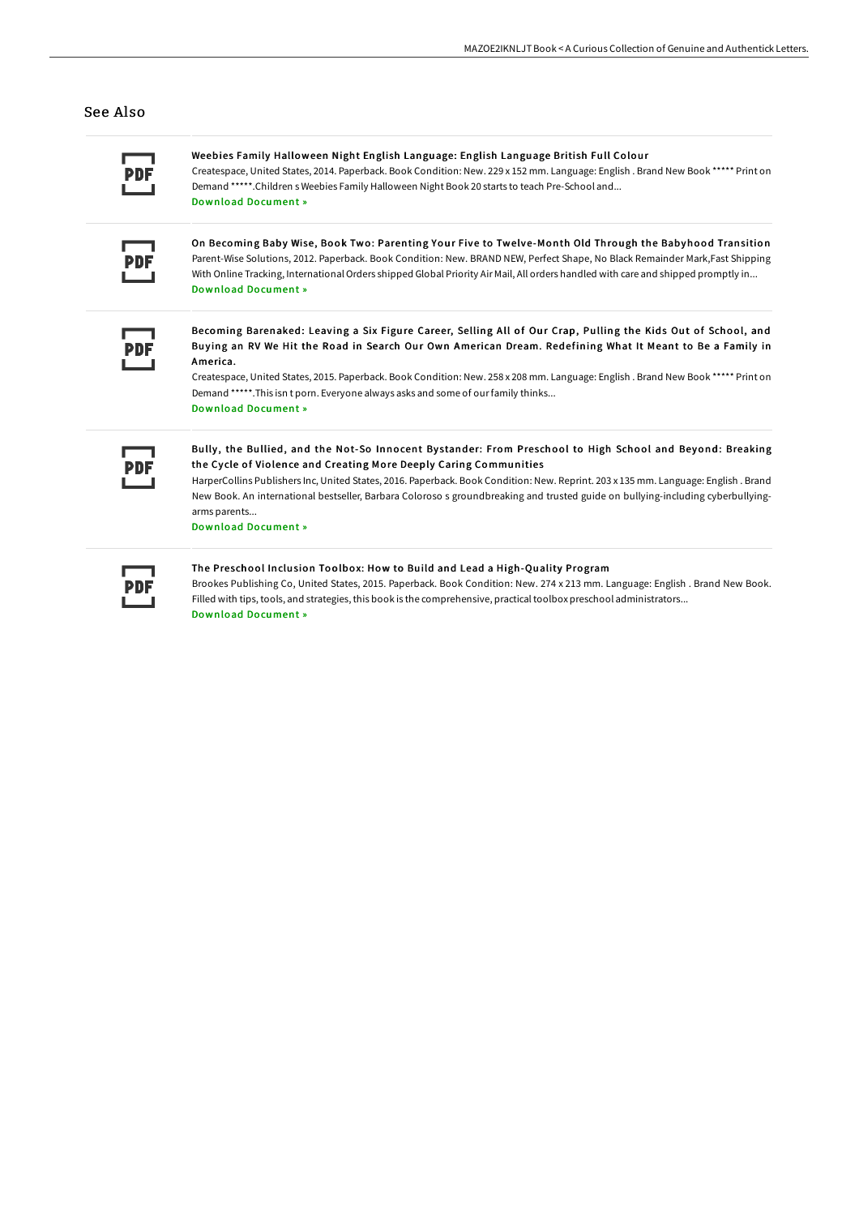## See Also

**Weebies Family Halloween Night English Language: English Language British Full Colour**

Createspace, United States, 2014. Paperback. Book Condition: New. 229 x 152 mm. Language: English . Brand New Book ***** Print on Demand *****.Children s Weebies Family Halloween Night Book 20 starts to teach Pre-School and...

Download Document »

**On Becoming Baby Wise, Book Two: Parenting Your Five to Twelve-Month Old Through the Babyhood Transition**

Parent-Wise Solutions, 2012. Paperback. Book Condition: New. BRAND NEW, Perfect Shape, No Black Remainder Mark,Fast Shipping With Online Tracking, International Orders shipped Global Priority Air Mail, All orders handled with care and shipped promptly in...

Download Document »

**Becoming Barenaked: Leaving a Six Figure Career, Selling All of Our Crap, Pulling the Kids Out of School, and Buying an RV We Hit the Road in Search Our Own American Dream. Redefining What It Meant to Be a Family in America.**

Createspace, United States, 2015. Paperback. Book Condition: New. 258 x 208 mm. Language: English . Brand New Book ***** Print on Demand *****.This isn t porn. Everyone always asks and some of our family thinks...

Download Document »

**Bully, the Bullied, and the Not-So Innocent Bystander: From Preschool to High School and Beyond: Breaking the Cycle of Violence and Creating More Deeply Caring Communities**

HarperCollins Publishers Inc, United States, 2016. Paperback. Book Condition: New. Reprint. 203 x 135 mm. Language: English . Brand New Book. An international bestseller, Barbara Coloroso s groundbreaking and trusted guide on bullying-including cyberbullying-arms parents...

Download Document »

**The Preschool Inclusion Toolbox: How to Build and Lead a High-Quality Program**

Brookes Publishing Co, United States, 2015. Paperback. Book Condition: New. 274 x 213 mm. Language: English . Brand New Book. Filled with tips, tools, and strategies, this book is the comprehensive, practical toolbox preschool administrators...

Download Document »